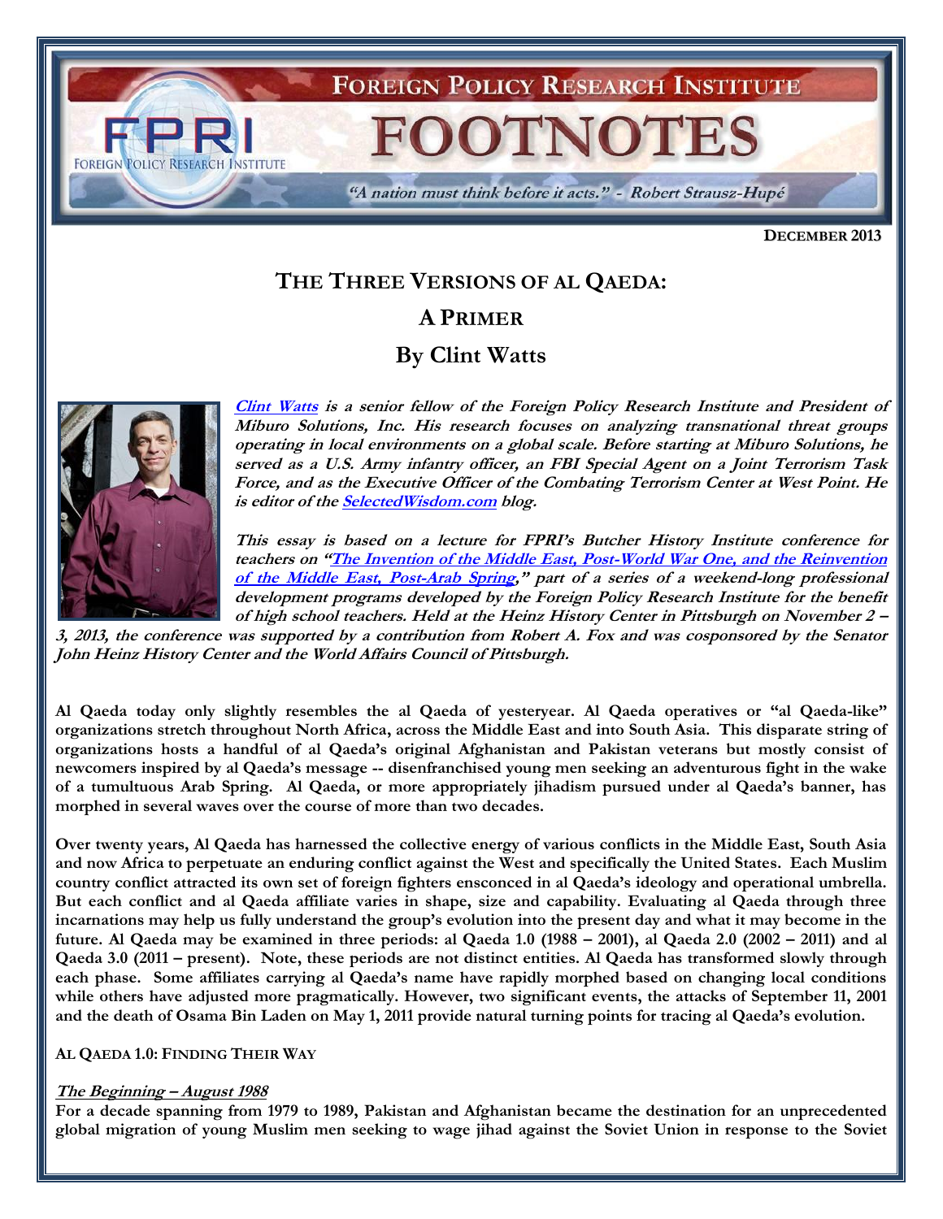# FOREIGN POLICY RESEARCH INSTITUTE

# FOOTNOTES

*"A nation must think before it acts." - Robert Strausz-Hupé*

**DECEMBER 2013**

## THE THREE VERSIONS OF AL QAEDA: A PRIMER

### By Clint Watts

***Clint Watts** is a senior fellow of the Foreign Policy Research Institute and President of Miburo Solutions, Inc. His research focuses on analyzing transnational threat groups operating in local environments on a global scale. Before starting at Miburo Solutions, he served as a U.S. Army infantry officer, an FBI Special Agent on a Joint Terrorism Task Force, and as the Executive Officer of the Combating Terrorism Center at West Point. He is editor of the SelectedWisdom.com blog.*

***This essay is based on a lecture for FPRI's Butcher History Institute conference for teachers on "The Invention of the Middle East, Post-World War One, and the Reinvention of the Middle East, Post-Arab Spring," part of a series of a weekend-long professional development programs developed by the Foreign Policy Research Institute for the benefit of high school teachers. Held at the Heinz History Center in Pittsburgh on November 2 – 3, 2013, the conference was supported by a contribution from Robert A. Fox and was cosponsored by the Senator John Heinz History Center and the World Affairs Council of Pittsburgh.***

**Al Qaeda today only slightly resembles the al Qaeda of yesteryear. Al Qaeda operatives or "al Qaeda-like" organizations stretch throughout North Africa, across the Middle East and into South Asia. This disparate string of organizations hosts a handful of al Qaeda's original Afghanistan and Pakistan veterans but mostly consist of newcomers inspired by al Qaeda's message -- disenfranchised young men seeking an adventurous fight in the wake of a tumultuous Arab Spring. Al Qaeda, or more appropriately jihadism pursued under al Qaeda's banner, has morphed in several waves over the course of more than two decades.**

**Over twenty years, Al Qaeda has harnessed the collective energy of various conflicts in the Middle East, South Asia and now Africa to perpetuate an enduring conflict against the West and specifically the United States. Each Muslim country conflict attracted its own set of foreign fighters ensconced in al Qaeda's ideology and operational umbrella. But each conflict and al Qaeda affiliate varies in shape, size and capability. Evaluating al Qaeda through three incarnations may help us fully understand the group's evolution into the present day and what it may become in the future. Al Qaeda may be examined in three periods: al Qaeda 1.0 (1988 – 2001), al Qaeda 2.0 (2002 – 2011) and al Qaeda 3.0 (2011 – present). Note, these periods are not distinct entities. Al Qaeda has transformed slowly through each phase. Some affiliates carrying al Qaeda's name have rapidly morphed based on changing local conditions while others have adjusted more pragmatically. However, two significant events, the attacks of September 11, 2001 and the death of Osama Bin Laden on May 1, 2011 provide natural turning points for tracing al Qaeda's evolution.**

#### AL QAEDA 1.0: FINDING THEIR WAY

***The Beginning – August 1988***

**For a decade spanning from 1979 to 1989, Pakistan and Afghanistan became the destination for an unprecedented global migration of young Muslim men seeking to wage jihad against the Soviet Union in response to the Soviet**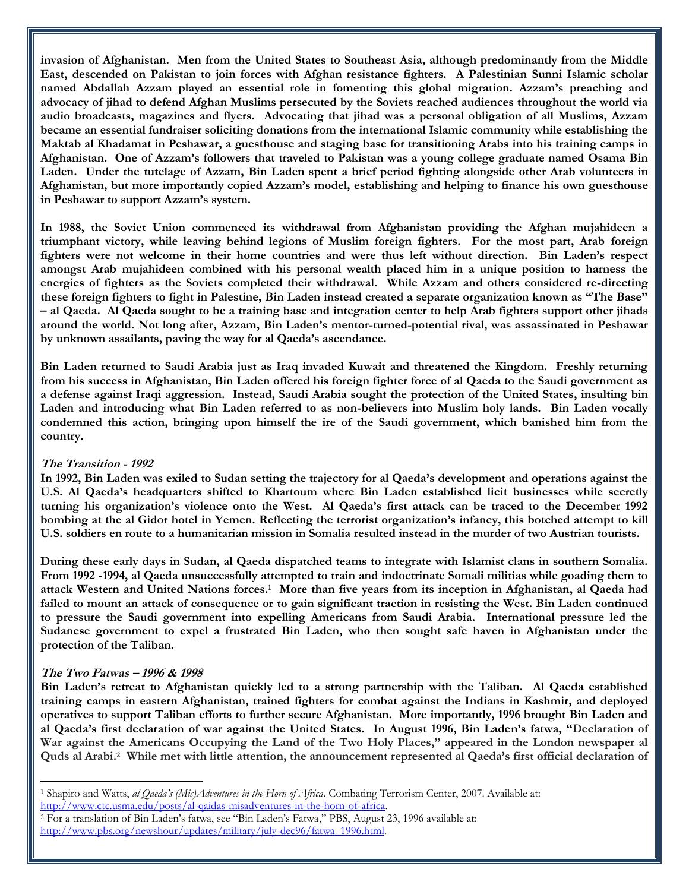**invasion of Afghanistan. Men from the United States to Southeast Asia, although predominantly from the Middle East, descended on Pakistan to join forces with Afghan resistance fighters. A Palestinian Sunni Islamic scholar named Abdallah Azzam played an essential role in fomenting this global migration. Azzam's preaching and advocacy of jihad to defend Afghan Muslims persecuted by the Soviets reached audiences throughout the world via audio broadcasts, magazines and flyers. Advocating that jihad was a personal obligation of all Muslims, Azzam became an essential fundraiser soliciting donations from the international Islamic community while establishing the Maktab al Khadamat in Peshawar, a guesthouse and staging base for transitioning Arabs into his training camps in Afghanistan. One of Azzam's followers that traveled to Pakistan was a young college graduate named Osama Bin Laden. Under the tutelage of Azzam, Bin Laden spent a brief period fighting alongside other Arab volunteers in Afghanistan, but more importantly copied Azzam's model, establishing and helping to finance his own guesthouse in Peshawar to support Azzam's system.**

**In 1988, the Soviet Union commenced its withdrawal from Afghanistan providing the Afghan mujahideen a triumphant victory, while leaving behind legions of Muslim foreign fighters. For the most part, Arab foreign fighters were not welcome in their home countries and were thus left without direction. Bin Laden's respect amongst Arab mujahideen combined with his personal wealth placed him in a unique position to harness the energies of fighters as the Soviets completed their withdrawal. While Azzam and others considered re-directing these foreign fighters to fight in Palestine, Bin Laden instead created a separate organization known as "The Base" – al Qaeda. Al Qaeda sought to be a training base and integration center to help Arab fighters support other jihads around the world. Not long after, Azzam, Bin Laden's mentor-turned-potential rival, was assassinated in Peshawar by unknown assailants, paving the way for al Qaeda's ascendance.**

**Bin Laden returned to Saudi Arabia just as Iraq invaded Kuwait and threatened the Kingdom. Freshly returning from his success in Afghanistan, Bin Laden offered his foreign fighter force of al Qaeda to the Saudi government as a defense against Iraqi aggression. Instead, Saudi Arabia sought the protection of the United States, insulting bin Laden and introducing what Bin Laden referred to as non-believers into Muslim holy lands. Bin Laden vocally condemned this action, bringing upon himself the ire of the Saudi government, which banished him from the country.**

***The Transition - 1992***

**In 1992, Bin Laden was exiled to Sudan setting the trajectory for al Qaeda's development and operations against the U.S. Al Qaeda's headquarters shifted to Khartoum where Bin Laden established licit businesses while secretly turning his organization's violence onto the West. Al Qaeda's first attack can be traced to the December 1992 bombing at the al Gidor hotel in Yemen. Reflecting the terrorist organization's infancy, this botched attempt to kill U.S. soldiers en route to a humanitarian mission in Somalia resulted instead in the murder of two Austrian tourists.**

**During these early days in Sudan, al Qaeda dispatched teams to integrate with Islamist clans in southern Somalia. From 1992 -1994, al Qaeda unsuccessfully attempted to train and indoctrinate Somali militias while goading them to attack Western and United Nations forces.[1] More than five years from its inception in Afghanistan, al Qaeda had failed to mount an attack of consequence or to gain significant traction in resisting the West. Bin Laden continued to pressure the Saudi government into expelling Americans from Saudi Arabia. International pressure led the Sudanese government to expel a frustrated Bin Laden, who then sought safe haven in Afghanistan under the protection of the Taliban.**

***The Two Fatwas – 1996 & 1998***

**Bin Laden's retreat to Afghanistan quickly led to a strong partnership with the Taliban. Al Qaeda established training camps in eastern Afghanistan, trained fighters for combat against the Indians in Kashmir, and deployed operatives to support Taliban efforts to further secure Afghanistan. More importantly, 1996 brought Bin Laden and al Qaeda's first declaration of war against the United States. In August 1996, Bin Laden's fatwa, "Declaration of War against the Americans Occupying the Land of the Two Holy Places," appeared in the London newspaper al Quds al Arabi.[2] While met with little attention, the announcement represented al Qaeda's first official declaration of**

---

[1] Shapiro and Watts, *al Qaeda's (Mis)Adventures in the Horn of Africa*. Combating Terrorism Center, 2007. Available at: http://www.ctc.usma.edu/posts/al-qaidas-misadventures-in-the-horn-of-africa.

[2] For a translation of Bin Laden's fatwa, see "Bin Laden's Fatwa," PBS, August 23, 1996 available at: http://www.pbs.org/newshour/updates/military/july-dec96/fatwa_1996.html.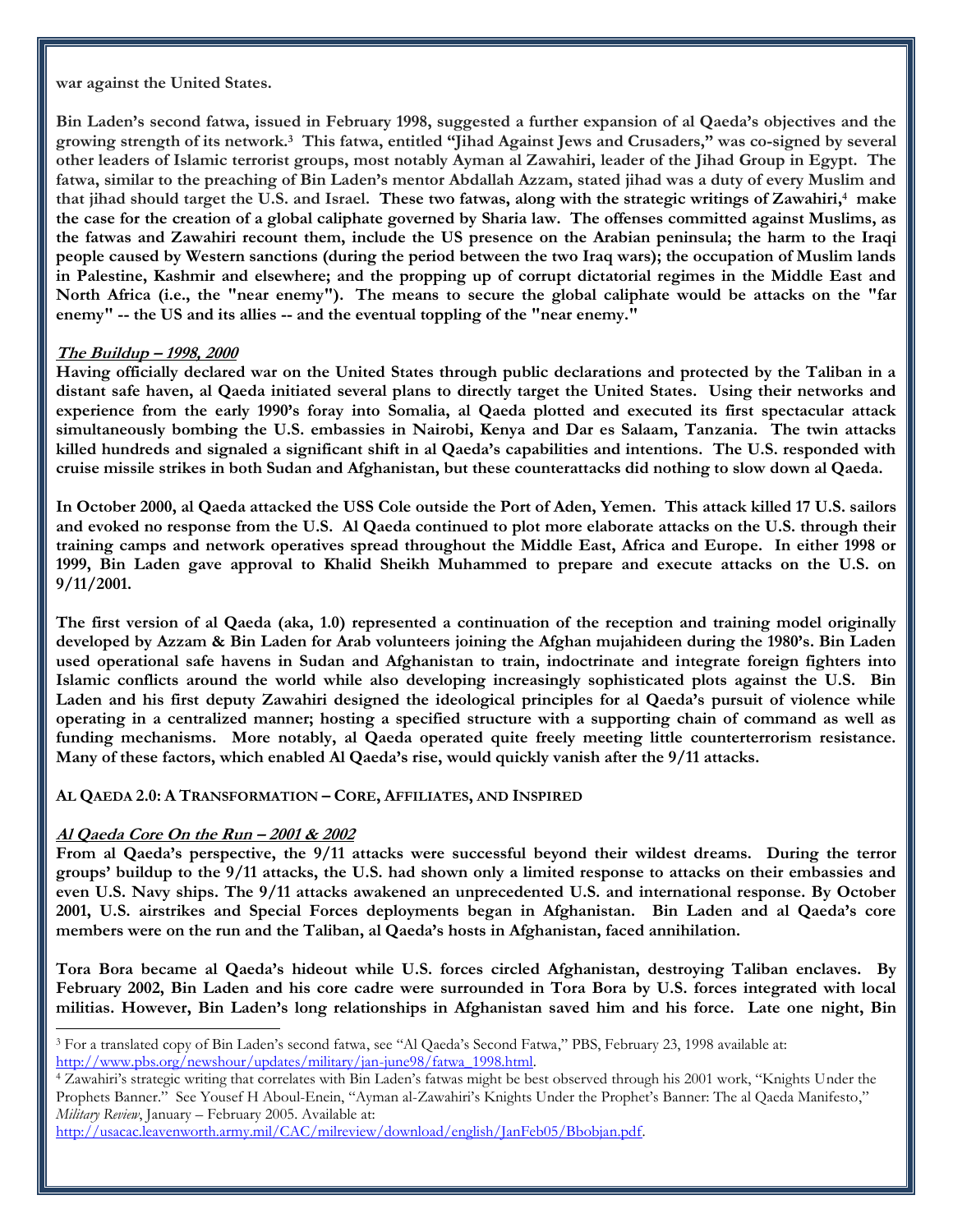**war against the United States.**

**Bin Laden's second fatwa, issued in February 1998, suggested a further expansion of al Qaeda's objectives and the growing strength of its network.[3] This fatwa, entitled "Jihad Against Jews and Crusaders," was co-signed by several other leaders of Islamic terrorist groups, most notably Ayman al Zawahiri, leader of the Jihad Group in Egypt. The fatwa, similar to the preaching of Bin Laden's mentor Abdallah Azzam, stated jihad was a duty of every Muslim and that jihad should target the U.S. and Israel. These two fatwas, along with the strategic writings of Zawahiri,[4] make the case for the creation of a global caliphate governed by Sharia law. The offenses committed against Muslims, as the fatwas and Zawahiri recount them, include the US presence on the Arabian peninsula; the harm to the Iraqi people caused by Western sanctions (during the period between the two Iraq wars); the occupation of Muslim lands in Palestine, Kashmir and elsewhere; and the propping up of corrupt dictatorial regimes in the Middle East and North Africa (i.e., the "near enemy"). The means to secure the global caliphate would be attacks on the "far enemy" -- the US and its allies -- and the eventual toppling of the "near enemy."**

***The Buildup – 1998, 2000***

**Having officially declared war on the United States through public declarations and protected by the Taliban in a distant safe haven, al Qaeda initiated several plans to directly target the United States. Using their networks and experience from the early 1990's foray into Somalia, al Qaeda plotted and executed its first spectacular attack simultaneously bombing the U.S. embassies in Nairobi, Kenya and Dar es Salaam, Tanzania. The twin attacks killed hundreds and signaled a significant shift in al Qaeda's capabilities and intentions. The U.S. responded with cruise missile strikes in both Sudan and Afghanistan, but these counterattacks did nothing to slow down al Qaeda.**

**In October 2000, al Qaeda attacked the USS Cole outside the Port of Aden, Yemen. This attack killed 17 U.S. sailors and evoked no response from the U.S. Al Qaeda continued to plot more elaborate attacks on the U.S. through their training camps and network operatives spread throughout the Middle East, Africa and Europe. In either 1998 or 1999, Bin Laden gave approval to Khalid Sheikh Muhammed to prepare and execute attacks on the U.S. on 9/11/2001.**

**The first version of al Qaeda (aka, 1.0) represented a continuation of the reception and training model originally developed by Azzam & Bin Laden for Arab volunteers joining the Afghan mujahideen during the 1980's. Bin Laden used operational safe havens in Sudan and Afghanistan to train, indoctrinate and integrate foreign fighters into Islamic conflicts around the world while also developing increasingly sophisticated plots against the U.S. Bin Laden and his first deputy Zawahiri designed the ideological principles for al Qaeda's pursuit of violence while operating in a centralized manner; hosting a specified structure with a supporting chain of command as well as funding mechanisms. More notably, al Qaeda operated quite freely meeting little counterterrorism resistance. Many of these factors, which enabled Al Qaeda's rise, would quickly vanish after the 9/11 attacks.**

## AL QAEDA 2.0: A TRANSFORMATION – CORE, AFFILIATES, AND INSPIRED

***Al Qaeda Core On the Run – 2001 & 2002***

**From al Qaeda's perspective, the 9/11 attacks were successful beyond their wildest dreams. During the terror groups' buildup to the 9/11 attacks, the U.S. had shown only a limited response to attacks on their embassies and even U.S. Navy ships. The 9/11 attacks awakened an unprecedented U.S. and international response. By October 2001, U.S. airstrikes and Special Forces deployments began in Afghanistan. Bin Laden and al Qaeda's core members were on the run and the Taliban, al Qaeda's hosts in Afghanistan, faced annihilation.**

**Tora Bora became al Qaeda's hideout while U.S. forces circled Afghanistan, destroying Taliban enclaves. By February 2002, Bin Laden and his core cadre were surrounded in Tora Bora by U.S. forces integrated with local militias. However, Bin Laden's long relationships in Afghanistan saved him and his force. Late one night, Bin**

---

[3] For a translated copy of Bin Laden's second fatwa, see "Al Qaeda's Second Fatwa," PBS, February 23, 1998 available at: http://www.pbs.org/newshour/updates/military/jan-june98/fatwa_1998.html.

[4] Zawahiri's strategic writing that correlates with Bin Laden's fatwas might be best observed through his 2001 work, "Knights Under the Prophets Banner." See Yousef H Aboul-Enein, "Ayman al-Zawahiri's Knights Under the Prophet's Banner: The al Qaeda Manifesto," *Military Review*, January – February 2005. Available at: http://usacac.leavenworth.army.mil/CAC/milreview/download/english/JanFeb05/Bbobjan.pdf.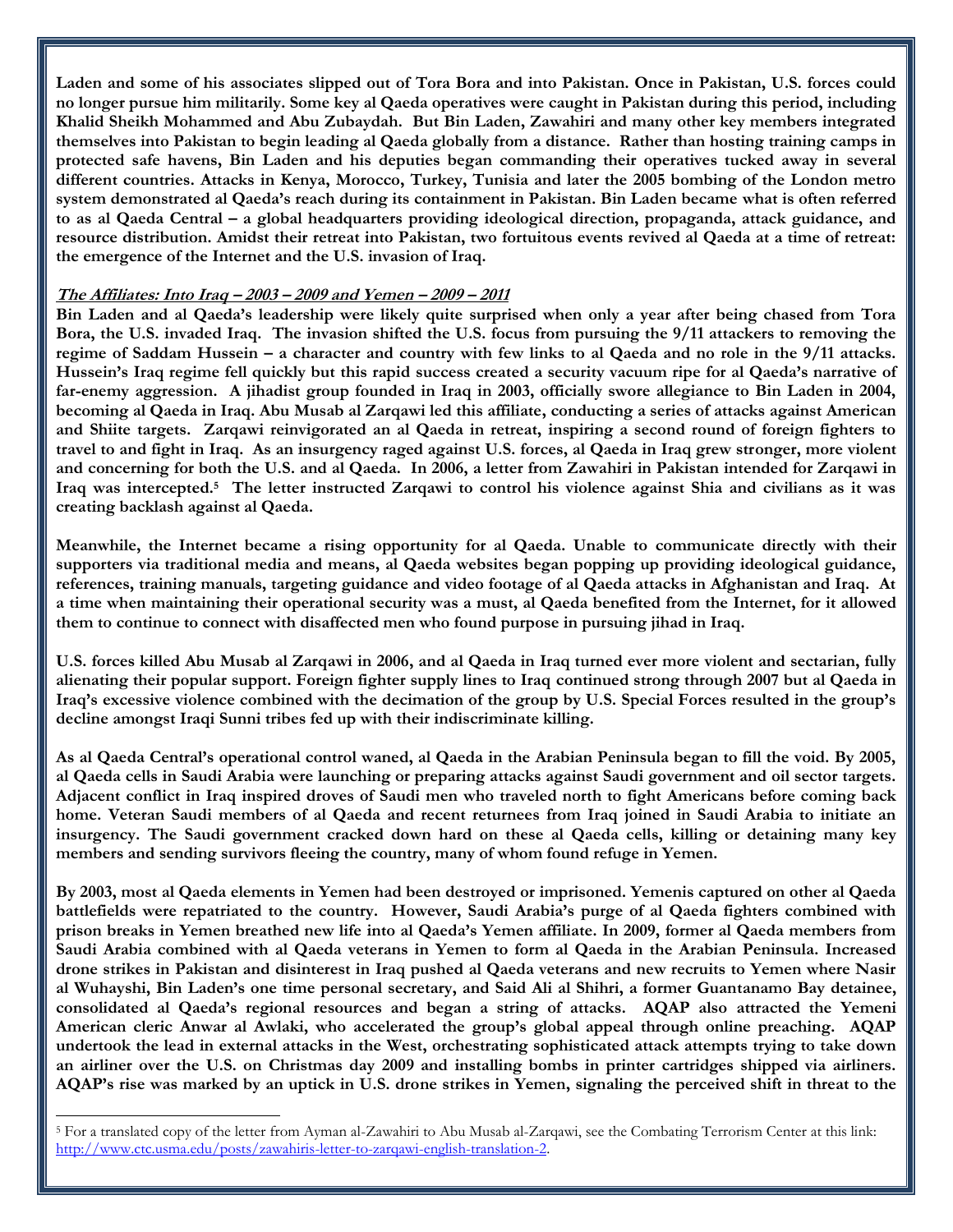**Laden and some of his associates slipped out of Tora Bora and into Pakistan. Once in Pakistan, U.S. forces could no longer pursue him militarily. Some key al Qaeda operatives were caught in Pakistan during this period, including Khalid Sheikh Mohammed and Abu Zubaydah. But Bin Laden, Zawahiri and many other key members integrated themselves into Pakistan to begin leading al Qaeda globally from a distance. Rather than hosting training camps in protected safe havens, Bin Laden and his deputies began commanding their operatives tucked away in several different countries. Attacks in Kenya, Morocco, Turkey, Tunisia and later the 2005 bombing of the London metro system demonstrated al Qaeda's reach during its containment in Pakistan. Bin Laden became what is often referred to as al Qaeda Central – a global headquarters providing ideological direction, propaganda, attack guidance, and resource distribution. Amidst their retreat into Pakistan, two fortuitous events revived al Qaeda at a time of retreat: the emergence of the Internet and the U.S. invasion of Iraq.**

***The Affiliates: Into Iraq – 2003 – 2009 and Yemen – 2009 – 2011***

**Bin Laden and al Qaeda's leadership were likely quite surprised when only a year after being chased from Tora Bora, the U.S. invaded Iraq. The invasion shifted the U.S. focus from pursuing the 9/11 attackers to removing the regime of Saddam Hussein – a character and country with few links to al Qaeda and no role in the 9/11 attacks. Hussein's Iraq regime fell quickly but this rapid success created a security vacuum ripe for al Qaeda's narrative of far-enemy aggression. A jihadist group founded in Iraq in 2003, officially swore allegiance to Bin Laden in 2004, becoming al Qaeda in Iraq. Abu Musab al Zarqawi led this affiliate, conducting a series of attacks against American and Shiite targets. Zarqawi reinvigorated an al Qaeda in retreat, inspiring a second round of foreign fighters to travel to and fight in Iraq. As an insurgency raged against U.S. forces, al Qaeda in Iraq grew stronger, more violent and concerning for both the U.S. and al Qaeda. In 2006, a letter from Zawahiri in Pakistan intended for Zarqawi in Iraq was intercepted.[5] The letter instructed Zarqawi to control his violence against Shia and civilians as it was creating backlash against al Qaeda.**

**Meanwhile, the Internet became a rising opportunity for al Qaeda. Unable to communicate directly with their supporters via traditional media and means, al Qaeda websites began popping up providing ideological guidance, references, training manuals, targeting guidance and video footage of al Qaeda attacks in Afghanistan and Iraq. At a time when maintaining their operational security was a must, al Qaeda benefited from the Internet, for it allowed them to continue to connect with disaffected men who found purpose in pursuing jihad in Iraq.**

**U.S. forces killed Abu Musab al Zarqawi in 2006, and al Qaeda in Iraq turned ever more violent and sectarian, fully alienating their popular support. Foreign fighter supply lines to Iraq continued strong through 2007 but al Qaeda in Iraq's excessive violence combined with the decimation of the group by U.S. Special Forces resulted in the group's decline amongst Iraqi Sunni tribes fed up with their indiscriminate killing.**

**As al Qaeda Central's operational control waned, al Qaeda in the Arabian Peninsula began to fill the void. By 2005, al Qaeda cells in Saudi Arabia were launching or preparing attacks against Saudi government and oil sector targets. Adjacent conflict in Iraq inspired droves of Saudi men who traveled north to fight Americans before coming back home. Veteran Saudi members of al Qaeda and recent returnees from Iraq joined in Saudi Arabia to initiate an insurgency. The Saudi government cracked down hard on these al Qaeda cells, killing or detaining many key members and sending survivors fleeing the country, many of whom found refuge in Yemen.**

**By 2003, most al Qaeda elements in Yemen had been destroyed or imprisoned. Yemenis captured on other al Qaeda battlefields were repatriated to the country. However, Saudi Arabia's purge of al Qaeda fighters combined with prison breaks in Yemen breathed new life into al Qaeda's Yemen affiliate. In 2009, former al Qaeda members from Saudi Arabia combined with al Qaeda veterans in Yemen to form al Qaeda in the Arabian Peninsula. Increased drone strikes in Pakistan and disinterest in Iraq pushed al Qaeda veterans and new recruits to Yemen where Nasir al Wuhayshi, Bin Laden's one time personal secretary, and Said Ali al Shihri, a former Guantanamo Bay detainee, consolidated al Qaeda's regional resources and began a string of attacks. AQAP also attracted the Yemeni American cleric Anwar al Awlaki, who accelerated the group's global appeal through online preaching. AQAP undertook the lead in external attacks in the West, orchestrating sophisticated attack attempts trying to take down an airliner over the U.S. on Christmas day 2009 and installing bombs in printer cartridges shipped via airliners. AQAP's rise was marked by an uptick in U.S. drone strikes in Yemen, signaling the perceived shift in threat to the**

---

[5] For a translated copy of the letter from Ayman al-Zawahiri to Abu Musab al-Zarqawi, see the Combating Terrorism Center at this link: http://www.ctc.usma.edu/posts/zawahiris-letter-to-zarqawi-english-translation-2.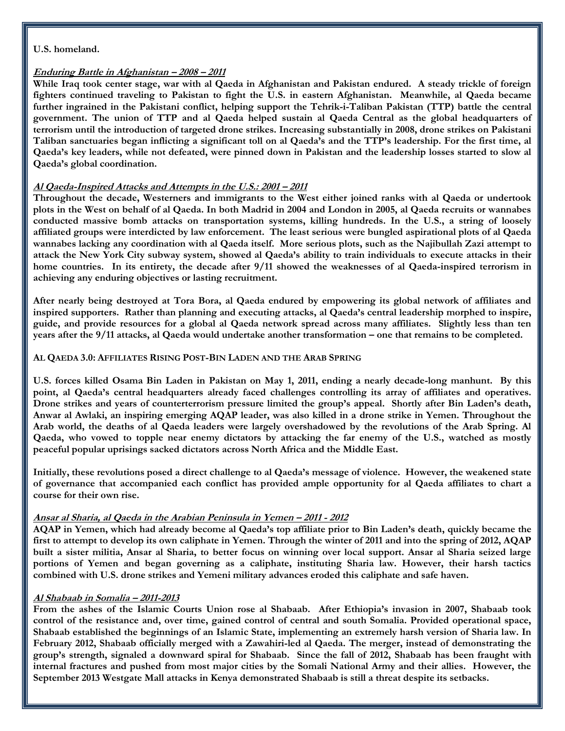**U.S. homeland.**

***Enduring Battle in Afghanistan – 2008 – 2011***

**While Iraq took center stage, war with al Qaeda in Afghanistan and Pakistan endured. A steady trickle of foreign fighters continued traveling to Pakistan to fight the U.S. in eastern Afghanistan. Meanwhile, al Qaeda became further ingrained in the Pakistani conflict, helping support the Tehrik-i-Taliban Pakistan (TTP) battle the central government. The union of TTP and al Qaeda helped sustain al Qaeda Central as the global headquarters of terrorism until the introduction of targeted drone strikes. Increasing substantially in 2008, drone strikes on Pakistani Taliban sanctuaries began inflicting a significant toll on al Qaeda's and the TTP's leadership. For the first time, al Qaeda's key leaders, while not defeated, were pinned down in Pakistan and the leadership losses started to slow al Qaeda's global coordination.**

***Al Qaeda-Inspired Attacks and Attempts in the U.S.: 2001 – 2011***

**Throughout the decade, Westerners and immigrants to the West either joined ranks with al Qaeda or undertook plots in the West on behalf of al Qaeda. In both Madrid in 2004 and London in 2005, al Qaeda recruits or wannabes conducted massive bomb attacks on transportation systems, killing hundreds. In the U.S., a string of loosely affiliated groups were interdicted by law enforcement. The least serious were bungled aspirational plots of al Qaeda wannabes lacking any coordination with al Qaeda itself. More serious plots, such as the Najibullah Zazi attempt to attack the New York City subway system, showed al Qaeda's ability to train individuals to execute attacks in their home countries. In its entirety, the decade after 9/11 showed the weaknesses of al Qaeda-inspired terrorism in achieving any enduring objectives or lasting recruitment.**

**After nearly being destroyed at Tora Bora, al Qaeda endured by empowering its global network of affiliates and inspired supporters. Rather than planning and executing attacks, al Qaeda's central leadership morphed to inspire, guide, and provide resources for a global al Qaeda network spread across many affiliates. Slightly less than ten years after the 9/11 attacks, al Qaeda would undertake another transformation – one that remains to be completed.**

## AL QAEDA 3.0: AFFILIATES RISING POST-BIN LADEN AND THE ARAB SPRING

**U.S. forces killed Osama Bin Laden in Pakistan on May 1, 2011, ending a nearly decade-long manhunt. By this point, al Qaeda's central headquarters already faced challenges controlling its array of affiliates and operatives. Drone strikes and years of counterterrorism pressure limited the group's appeal. Shortly after Bin Laden's death, Anwar al Awlaki, an inspiring emerging AQAP leader, was also killed in a drone strike in Yemen. Throughout the Arab world, the deaths of al Qaeda leaders were largely overshadowed by the revolutions of the Arab Spring. Al Qaeda, who vowed to topple near enemy dictators by attacking the far enemy of the U.S., watched as mostly peaceful popular uprisings sacked dictators across North Africa and the Middle East.**

**Initially, these revolutions posed a direct challenge to al Qaeda's message of violence. However, the weakened state of governance that accompanied each conflict has provided ample opportunity for al Qaeda affiliates to chart a course for their own rise.**

***Ansar al Sharia, al Qaeda in the Arabian Peninsula in Yemen – 2011 - 2012***

**AQAP in Yemen, which had already become al Qaeda's top affiliate prior to Bin Laden's death, quickly became the first to attempt to develop its own caliphate in Yemen. Through the winter of 2011 and into the spring of 2012, AQAP built a sister militia, Ansar al Sharia, to better focus on winning over local support. Ansar al Sharia seized large portions of Yemen and began governing as a caliphate, instituting Sharia law. However, their harsh tactics combined with U.S. drone strikes and Yemeni military advances eroded this caliphate and safe haven.**

***Al Shabaab in Somalia – 2011-2013***

**From the ashes of the Islamic Courts Union rose al Shabaab. After Ethiopia's invasion in 2007, Shabaab took control of the resistance and, over time, gained control of central and south Somalia. Provided operational space, Shabaab established the beginnings of an Islamic State, implementing an extremely harsh version of Sharia law. In February 2012, Shabaab officially merged with a Zawahiri-led al Qaeda. The merger, instead of demonstrating the group's strength, signaled a downward spiral for Shabaab. Since the fall of 2012, Shabaab has been fraught with internal fractures and pushed from most major cities by the Somali National Army and their allies. However, the September 2013 Westgate Mall attacks in Kenya demonstrated Shabaab is still a threat despite its setbacks.**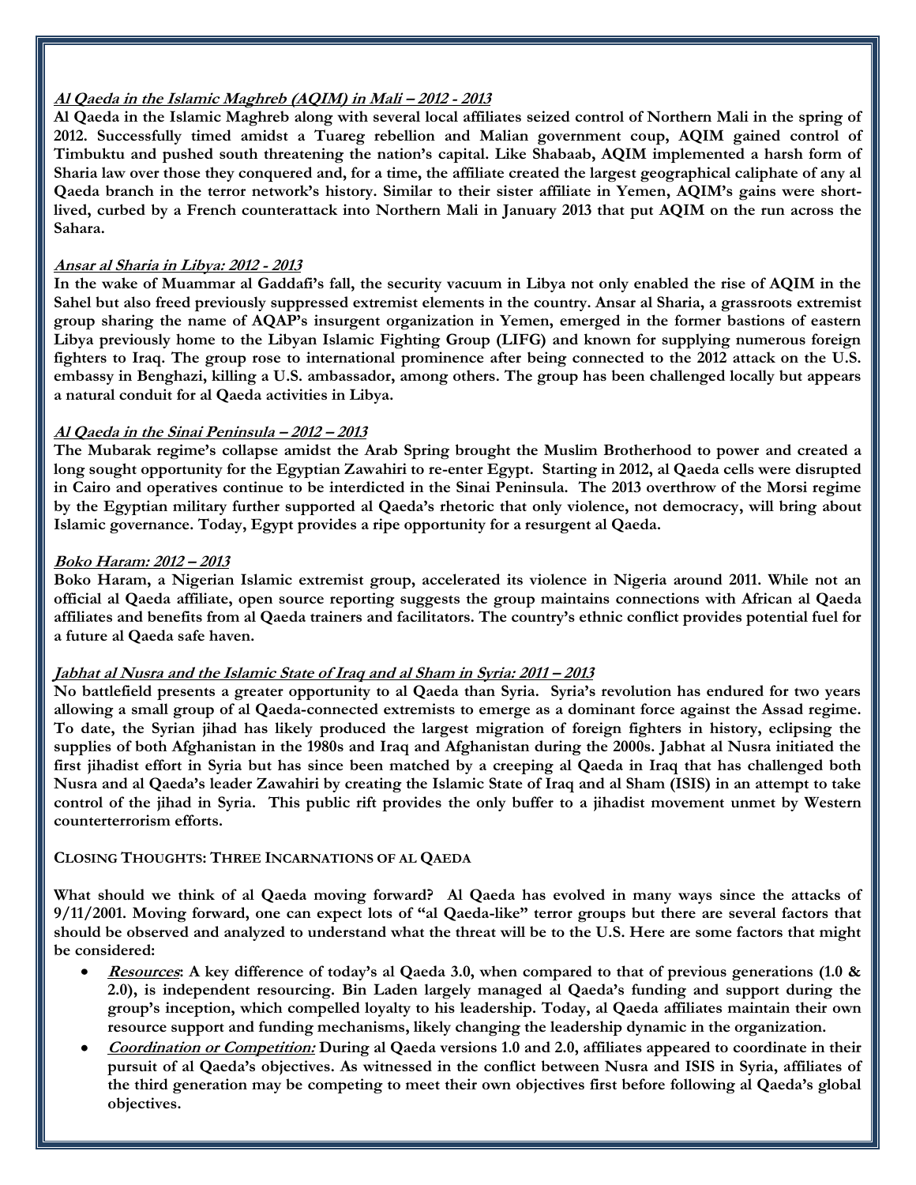***Al Qaeda in the Islamic Maghreb (AQIM) in Mali – 2012 - 2013***

**Al Qaeda in the Islamic Maghreb along with several local affiliates seized control of Northern Mali in the spring of 2012. Successfully timed amidst a Tuareg rebellion and Malian government coup, AQIM gained control of Timbuktu and pushed south threatening the nation's capital. Like Shabaab, AQIM implemented a harsh form of Sharia law over those they conquered and, for a time, the affiliate created the largest geographical caliphate of any al Qaeda branch in the terror network's history. Similar to their sister affiliate in Yemen, AQIM's gains were short-lived, curbed by a French counterattack into Northern Mali in January 2013 that put AQIM on the run across the Sahara.**

***Ansar al Sharia in Libya: 2012 - 2013***

**In the wake of Muammar al Gaddafi's fall, the security vacuum in Libya not only enabled the rise of AQIM in the Sahel but also freed previously suppressed extremist elements in the country. Ansar al Sharia, a grassroots extremist group sharing the name of AQAP's insurgent organization in Yemen, emerged in the former bastions of eastern Libya previously home to the Libyan Islamic Fighting Group (LIFG) and known for supplying numerous foreign fighters to Iraq. The group rose to international prominence after being connected to the 2012 attack on the U.S. embassy in Benghazi, killing a U.S. ambassador, among others. The group has been challenged locally but appears a natural conduit for al Qaeda activities in Libya.**

***Al Qaeda in the Sinai Peninsula – 2012 – 2013***

**The Mubarak regime's collapse amidst the Arab Spring brought the Muslim Brotherhood to power and created a long sought opportunity for the Egyptian Zawahiri to re-enter Egypt. Starting in 2012, al Qaeda cells were disrupted in Cairo and operatives continue to be interdicted in the Sinai Peninsula. The 2013 overthrow of the Morsi regime by the Egyptian military further supported al Qaeda's rhetoric that only violence, not democracy, will bring about Islamic governance. Today, Egypt provides a ripe opportunity for a resurgent al Qaeda.**

***Boko Haram: 2012 – 2013***

**Boko Haram, a Nigerian Islamic extremist group, accelerated its violence in Nigeria around 2011. While not an official al Qaeda affiliate, open source reporting suggests the group maintains connections with African al Qaeda affiliates and benefits from al Qaeda trainers and facilitators. The country's ethnic conflict provides potential fuel for a future al Qaeda safe haven.**

***Jabhat al Nusra and the Islamic State of Iraq and al Sham in Syria: 2011 – 2013***

**No battlefield presents a greater opportunity to al Qaeda than Syria. Syria's revolution has endured for two years allowing a small group of al Qaeda-connected extremists to emerge as a dominant force against the Assad regime. To date, the Syrian jihad has likely produced the largest migration of foreign fighters in history, eclipsing the supplies of both Afghanistan in the 1980s and Iraq and Afghanistan during the 2000s. Jabhat al Nusra initiated the first jihadist effort in Syria but has since been matched by a creeping al Qaeda in Iraq that has challenged both Nusra and al Qaeda's leader Zawahiri by creating the Islamic State of Iraq and al Sham (ISIS) in an attempt to take control of the jihad in Syria. This public rift provides the only buffer to a jihadist movement unmet by Western counterterrorism efforts.**

## CLOSING THOUGHTS: THREE INCARNATIONS OF AL QAEDA

**What should we think of al Qaeda moving forward? Al Qaeda has evolved in many ways since the attacks of 9/11/2001. Moving forward, one can expect lots of "al Qaeda-like" terror groups but there are several factors that should be observed and analyzed to understand what the threat will be to the U.S. Here are some factors that might be considered:**

- ***Resources*: A key difference of today's al Qaeda 3.0, when compared to that of previous generations (1.0 & 2.0), is independent resourcing. Bin Laden largely managed al Qaeda's funding and support during the group's inception, which compelled loyalty to his leadership. Today, al Qaeda affiliates maintain their own resource support and funding mechanisms, likely changing the leadership dynamic in the organization.**
- ***Coordination or Competition:* During al Qaeda versions 1.0 and 2.0, affiliates appeared to coordinate in their pursuit of al Qaeda's objectives. As witnessed in the conflict between Nusra and ISIS in Syria, affiliates of the third generation may be competing to meet their own objectives first before following al Qaeda's global objectives.**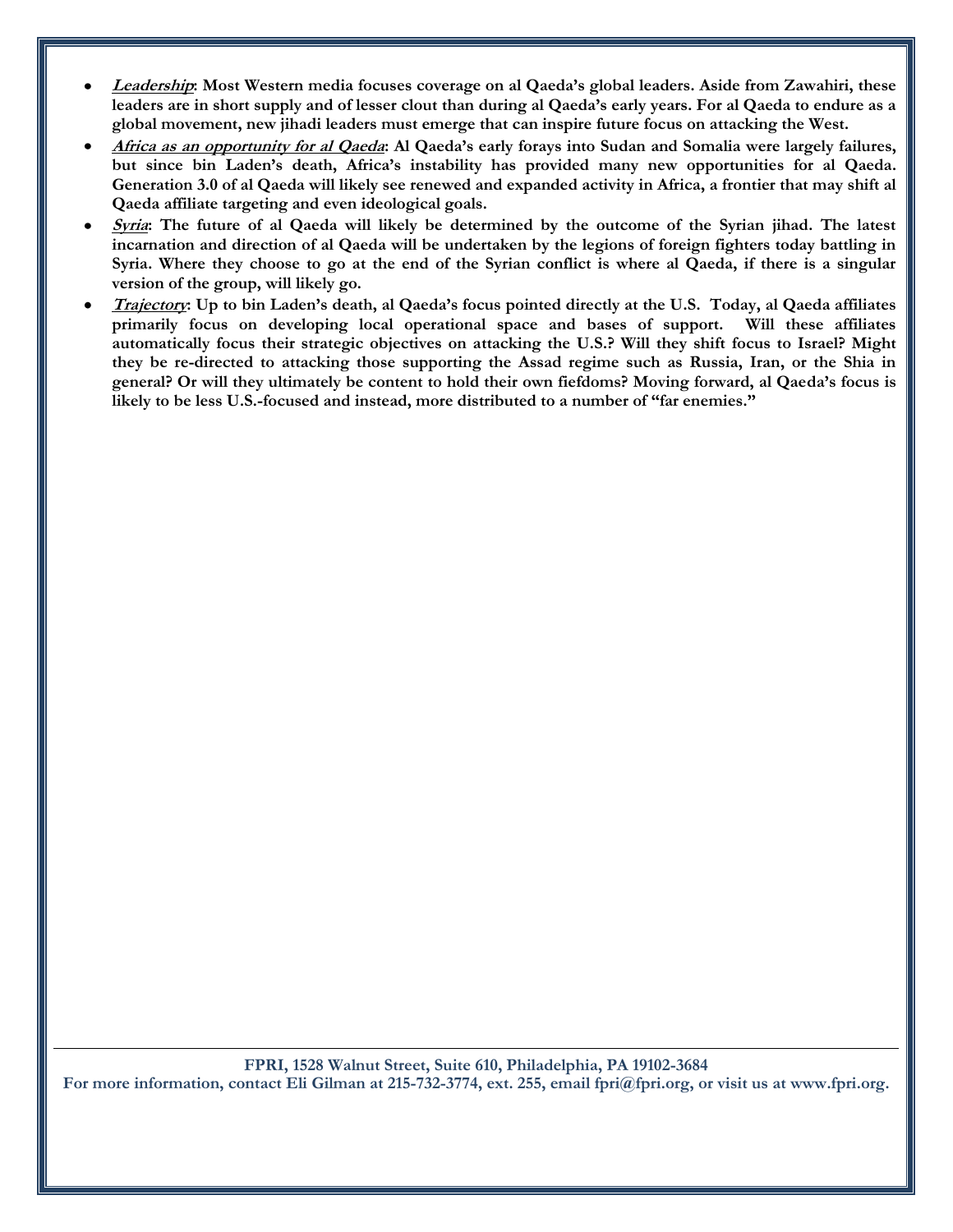- ***Leadership*: Most Western media focuses coverage on al Qaeda's global leaders. Aside from Zawahiri, these leaders are in short supply and of lesser clout than during al Qaeda's early years. For al Qaeda to endure as a global movement, new jihadi leaders must emerge that can inspire future focus on attacking the West.**
- ***Africa as an opportunity for al Qaeda*: Al Qaeda's early forays into Sudan and Somalia were largely failures, but since bin Laden's death, Africa's instability has provided many new opportunities for al Qaeda. Generation 3.0 of al Qaeda will likely see renewed and expanded activity in Africa, a frontier that may shift al Qaeda affiliate targeting and even ideological goals.**
- ***Syria*: The future of al Qaeda will likely be determined by the outcome of the Syrian jihad. The latest incarnation and direction of al Qaeda will be undertaken by the legions of foreign fighters today battling in Syria. Where they choose to go at the end of the Syrian conflict is where al Qaeda, if there is a singular version of the group, will likely go.**
- ***Trajectory*: Up to bin Laden's death, al Qaeda's focus pointed directly at the U.S. Today, al Qaeda affiliates primarily focus on developing local operational space and bases of support. Will these affiliates automatically focus their strategic objectives on attacking the U.S.? Will they shift focus to Israel? Might they be re-directed to attacking those supporting the Assad regime such as Russia, Iran, or the Shia in general? Or will they ultimately be content to hold their own fiefdoms? Moving forward, al Qaeda's focus is likely to be less U.S.-focused and instead, more distributed to a number of "far enemies."**

---

**FPRI, 1528 Walnut Street, Suite 610, Philadelphia, PA 19102-3684**
**For more information, contact Eli Gilman at 215-732-3774, ext. 255, email fpri@fpri.org, or visit us at www.fpri.org.**